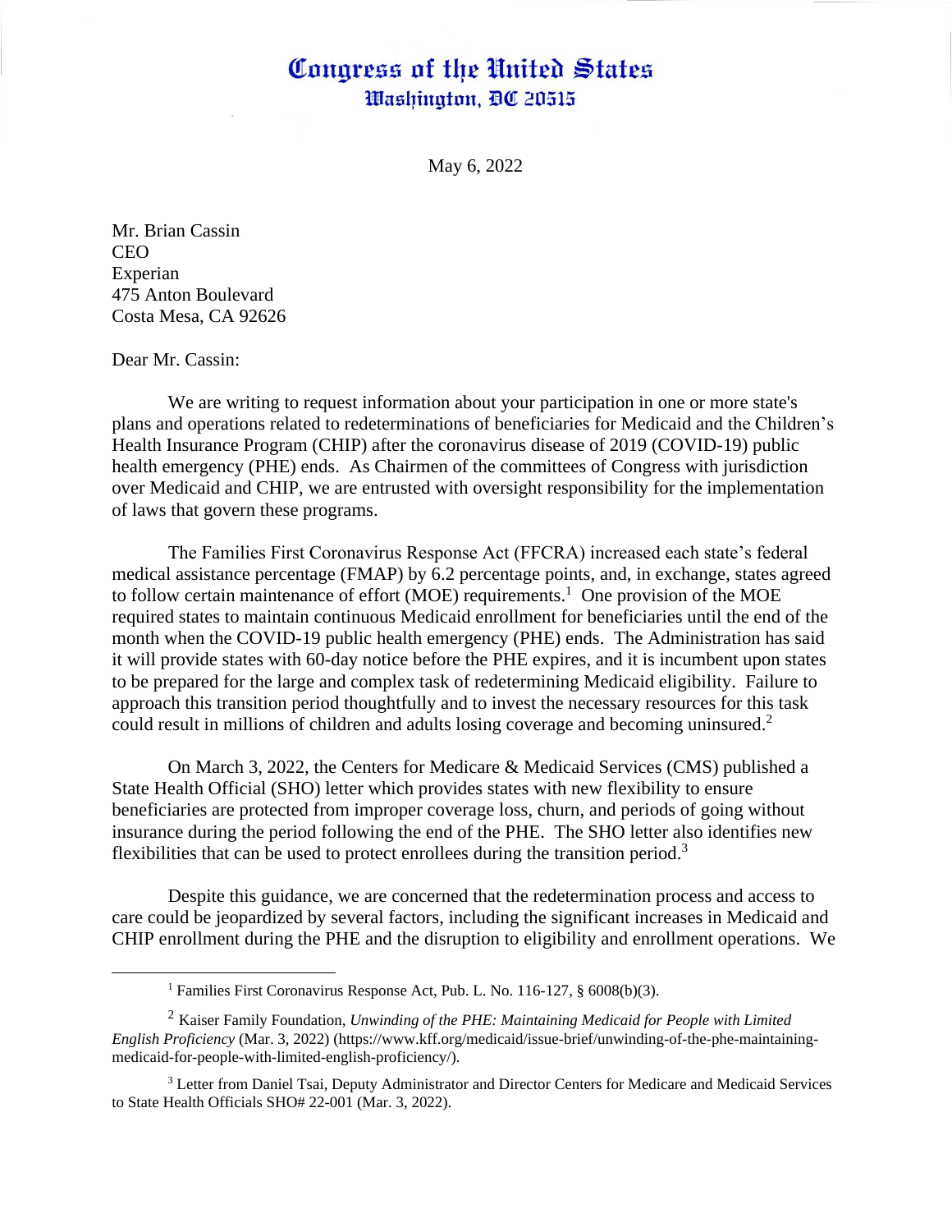# Congress of the United States
## Washington, DC 20515

May 6, 2022

Mr. Brian Cassin  
CEO  
Experian  
475 Anton Boulevard  
Costa Mesa, CA 92626

Dear Mr. Cassin:

We are writing to request information about your participation in one or more state's plans and operations related to redeterminations of beneficiaries for Medicaid and the Children's Health Insurance Program (CHIP) after the coronavirus disease of 2019 (COVID-19) public health emergency (PHE) ends. As Chairmen of the committees of Congress with jurisdiction over Medicaid and CHIP, we are entrusted with oversight responsibility for the implementation of laws that govern these programs.

The Families First Coronavirus Response Act (FFCRA) increased each state's federal medical assistance percentage (FMAP) by 6.2 percentage points, and, in exchange, states agreed to follow certain maintenance of effort (MOE) requirements.[1] One provision of the MOE required states to maintain continuous Medicaid enrollment for beneficiaries until the end of the month when the COVID-19 public health emergency (PHE) ends. The Administration has said it will provide states with 60-day notice before the PHE expires, and it is incumbent upon states to be prepared for the large and complex task of redetermining Medicaid eligibility. Failure to approach this transition period thoughtfully and to invest the necessary resources for this task could result in millions of children and adults losing coverage and becoming uninsured.[2]

On March 3, 2022, the Centers for Medicare & Medicaid Services (CMS) published a State Health Official (SHO) letter which provides states with new flexibility to ensure beneficiaries are protected from improper coverage loss, churn, and periods of going without insurance during the period following the end of the PHE. The SHO letter also identifies new flexibilities that can be used to protect enrollees during the transition period.[3]

Despite this guidance, we are concerned that the redetermination process and access to care could be jeopardized by several factors, including the significant increases in Medicaid and CHIP enrollment during the PHE and the disruption to eligibility and enrollment operations. We

---

[1] Families First Coronavirus Response Act, Pub. L. No. 116-127, § 6008(b)(3).

[2] Kaiser Family Foundation, *Unwinding of the PHE: Maintaining Medicaid for People with Limited English Proficiency* (Mar. 3, 2022) (https://www.kff.org/medicaid/issue-brief/unwinding-of-the-phe-maintaining-medicaid-for-people-with-limited-english-proficiency/).

[3] Letter from Daniel Tsai, Deputy Administrator and Director Centers for Medicare and Medicaid Services to State Health Officials SHO# 22-001 (Mar. 3, 2022).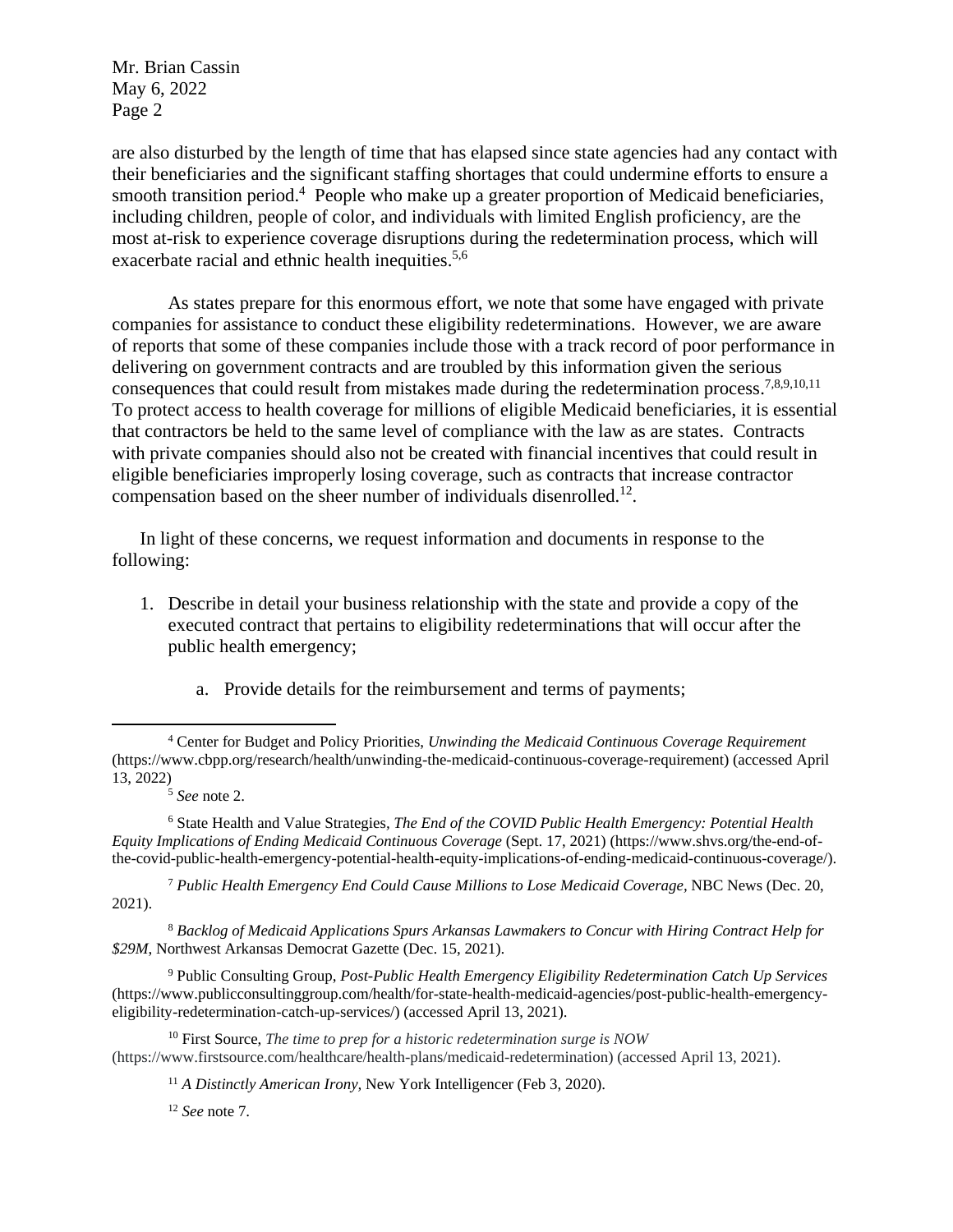are also disturbed by the length of time that has elapsed since state agencies had any contact with their beneficiaries and the significant staffing shortages that could undermine efforts to ensure a smooth transition period.[4] People who make up a greater proportion of Medicaid beneficiaries, including children, people of color, and individuals with limited English proficiency, are the most at-risk to experience coverage disruptions during the redetermination process, which will exacerbate racial and ethnic health inequities.[5,6]

As states prepare for this enormous effort, we note that some have engaged with private companies for assistance to conduct these eligibility redeterminations. However, we are aware of reports that some of these companies include those with a track record of poor performance in delivering on government contracts and are troubled by this information given the serious consequences that could result from mistakes made during the redetermination process.[7,8,9,10,11] To protect access to health coverage for millions of eligible Medicaid beneficiaries, it is essential that contractors be held to the same level of compliance with the law as are states. Contracts with private companies should also not be created with financial incentives that could result in eligible beneficiaries improperly losing coverage, such as contracts that increase contractor compensation based on the sheer number of individuals disenrolled.[12].

In light of these concerns, we request information and documents in response to the following:

1. Describe in detail your business relationship with the state and provide a copy of the executed contract that pertains to eligibility redeterminations that will occur after the public health emergency;

    a. Provide details for the reimbursement and terms of payments;

---

[4] Center for Budget and Policy Priorities, *Unwinding the Medicaid Continuous Coverage Requirement* (https://www.cbpp.org/research/health/unwinding-the-medicaid-continuous-coverage-requirement) (accessed April 13, 2022)

[5] *See* note 2.

[6] State Health and Value Strategies, *The End of the COVID Public Health Emergency: Potential Health Equity Implications of Ending Medicaid Continuous Coverage* (Sept. 17, 2021) (https://www.shvs.org/the-end-of-the-covid-public-health-emergency-potential-health-equity-implications-of-ending-medicaid-continuous-coverage/).

[7] *Public Health Emergency End Could Cause Millions to Lose Medicaid Coverage,* NBC News (Dec. 20, 2021).

[8] *Backlog of Medicaid Applications Spurs Arkansas Lawmakers to Concur with Hiring Contract Help for $29M*, Northwest Arkansas Democrat Gazette (Dec. 15, 2021).

[9] Public Consulting Group, *Post-Public Health Emergency Eligibility Redetermination Catch Up Services* (https://www.publicconsultinggroup.com/health/for-state-health-medicaid-agencies/post-public-health-emergency-eligibility-redetermination-catch-up-services/) (accessed April 13, 2021).

[10] First Source, *The time to prep for a historic redetermination surge is NOW* (https://www.firstsource.com/healthcare/health-plans/medicaid-redetermination) (accessed April 13, 2021).

[11] *A Distinctly American Irony,* New York Intelligencer (Feb 3, 2020).

[12] *See* note 7.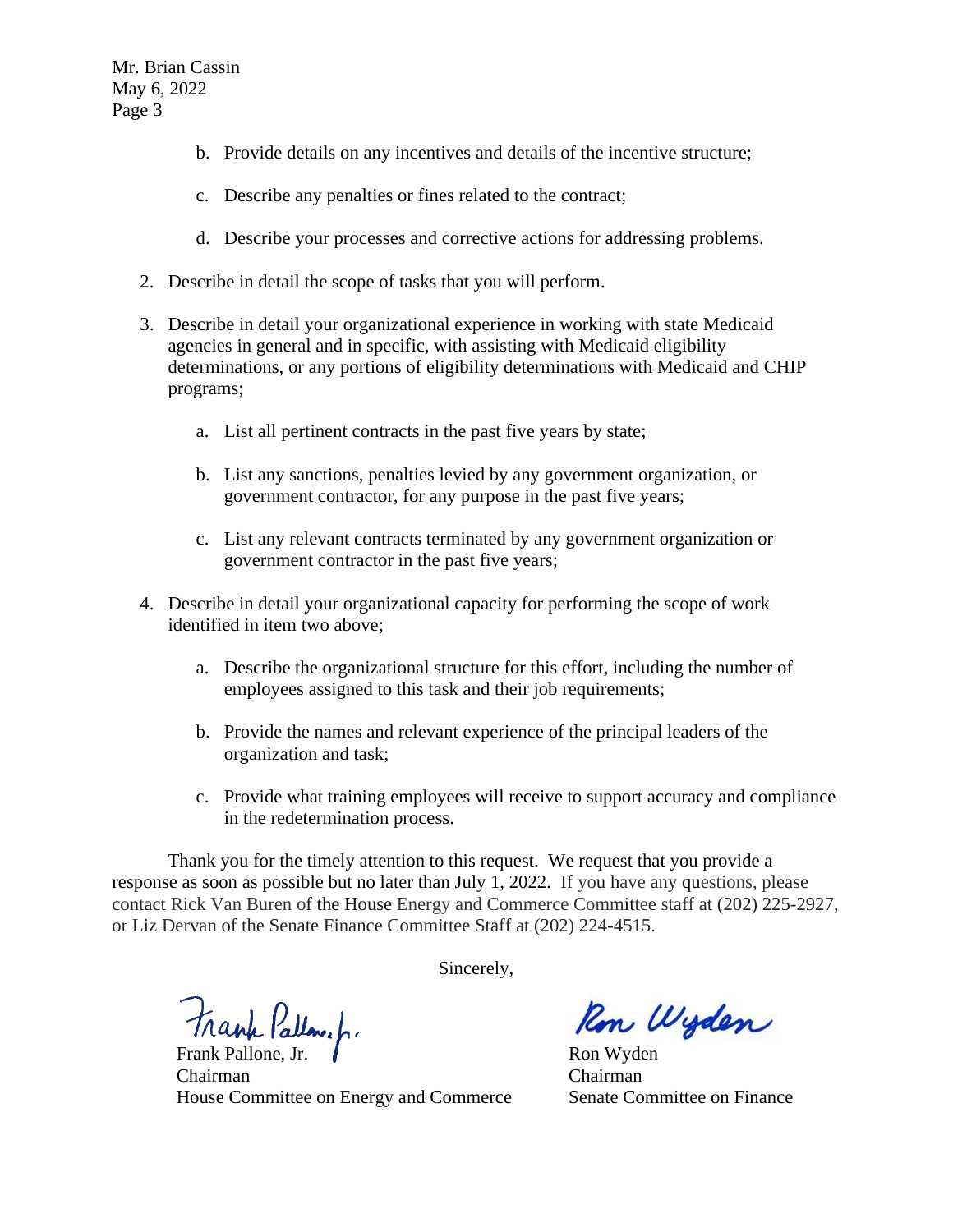b. Provide details on any incentives and details of the incentive structure;

c. Describe any penalties or fines related to the contract;

d. Describe your processes and corrective actions for addressing problems.

2. Describe in detail the scope of tasks that you will perform.

3. Describe in detail your organizational experience in working with state Medicaid agencies in general and in specific, with assisting with Medicaid eligibility determinations, or any portions of eligibility determinations with Medicaid and CHIP programs;

   a. List all pertinent contracts in the past five years by state;

   b. List any sanctions, penalties levied by any government organization, or government contractor, for any purpose in the past five years;

   c. List any relevant contracts terminated by any government organization or government contractor in the past five years;

4. Describe in detail your organizational capacity for performing the scope of work identified in item two above;

   a. Describe the organizational structure for this effort, including the number of employees assigned to this task and their job requirements;

   b. Provide the names and relevant experience of the principal leaders of the organization and task;

   c. Provide what training employees will receive to support accuracy and compliance in the redetermination process.

Thank you for the timely attention to this request. We request that you provide a response as soon as possible but no later than July 1, 2022. If you have any questions, please contact Rick Van Buren of the House Energy and Commerce Committee staff at (202) 225-2927, or Liz Dervan of the Senate Finance Committee Staff at (202) 224-4515.

Sincerely,

Frank Pallone, Jr.
Chairman
House Committee on Energy and Commerce

Ron Wyden
Chairman
Senate Committee on Finance